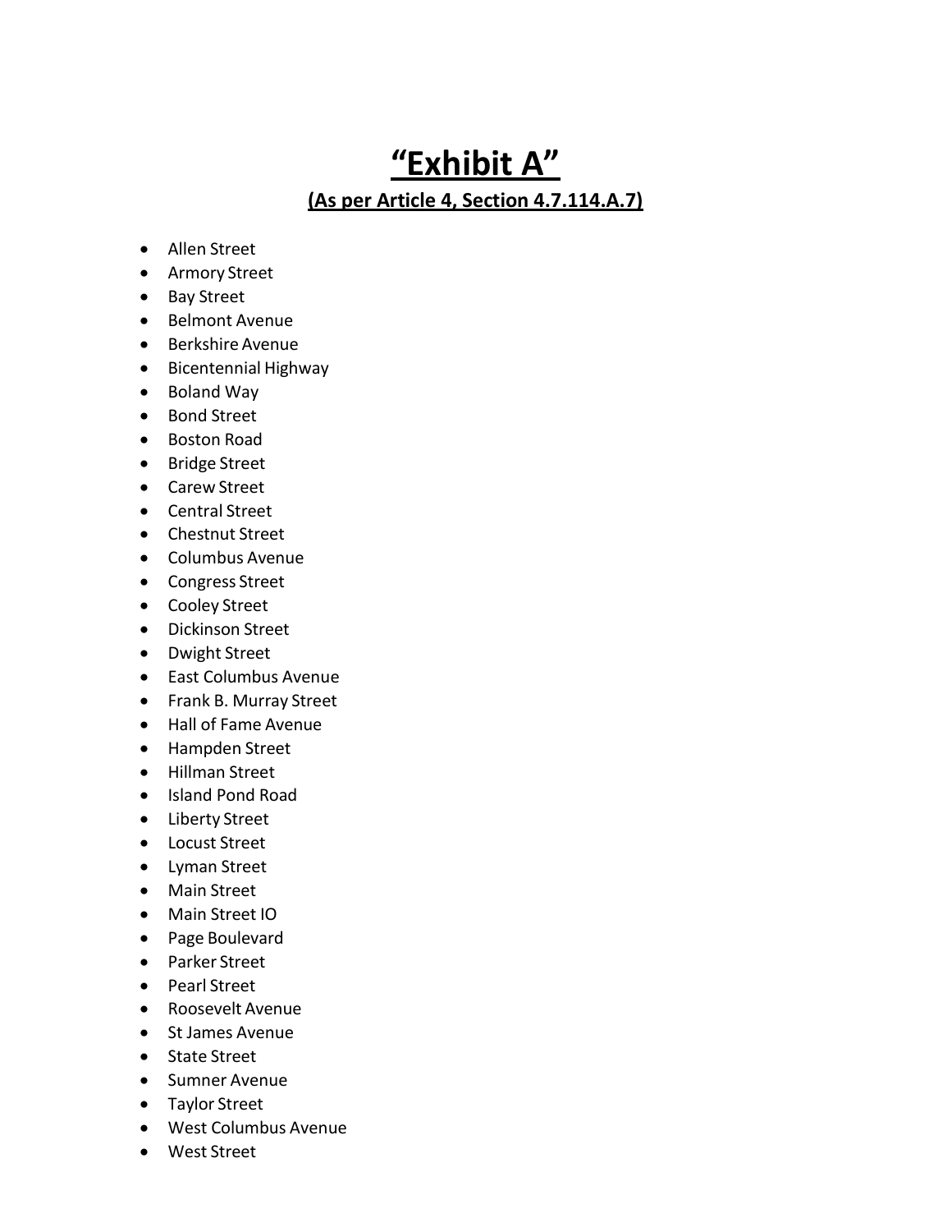# “Exhibit A”

## (As per Article 4, Section 4.7.114.A.7)

- Allen Street
- Armory Street
- Bay Street
- Belmont Avenue
- Berkshire Avenue
- Bicentennial Highway
- Boland Way
- Bond Street
- Boston Road
- Bridge Street
- Carew Street
- Central Street
- Chestnut Street
- Columbus Avenue
- Congress Street
- Cooley Street
- Dickinson Street
- Dwight Street
- East Columbus Avenue
- Frank B. Murray Street
- Hall of Fame Avenue
- Hampden Street
- Hillman Street
- Island Pond Road
- Liberty Street
- Locust Street
- Lyman Street
- Main Street
- Main Street IO
- Page Boulevard
- Parker Street
- Pearl Street
- Roosevelt Avenue
- St James Avenue
- State Street
- Sumner Avenue
- Taylor Street
- West Columbus Avenue
- West Street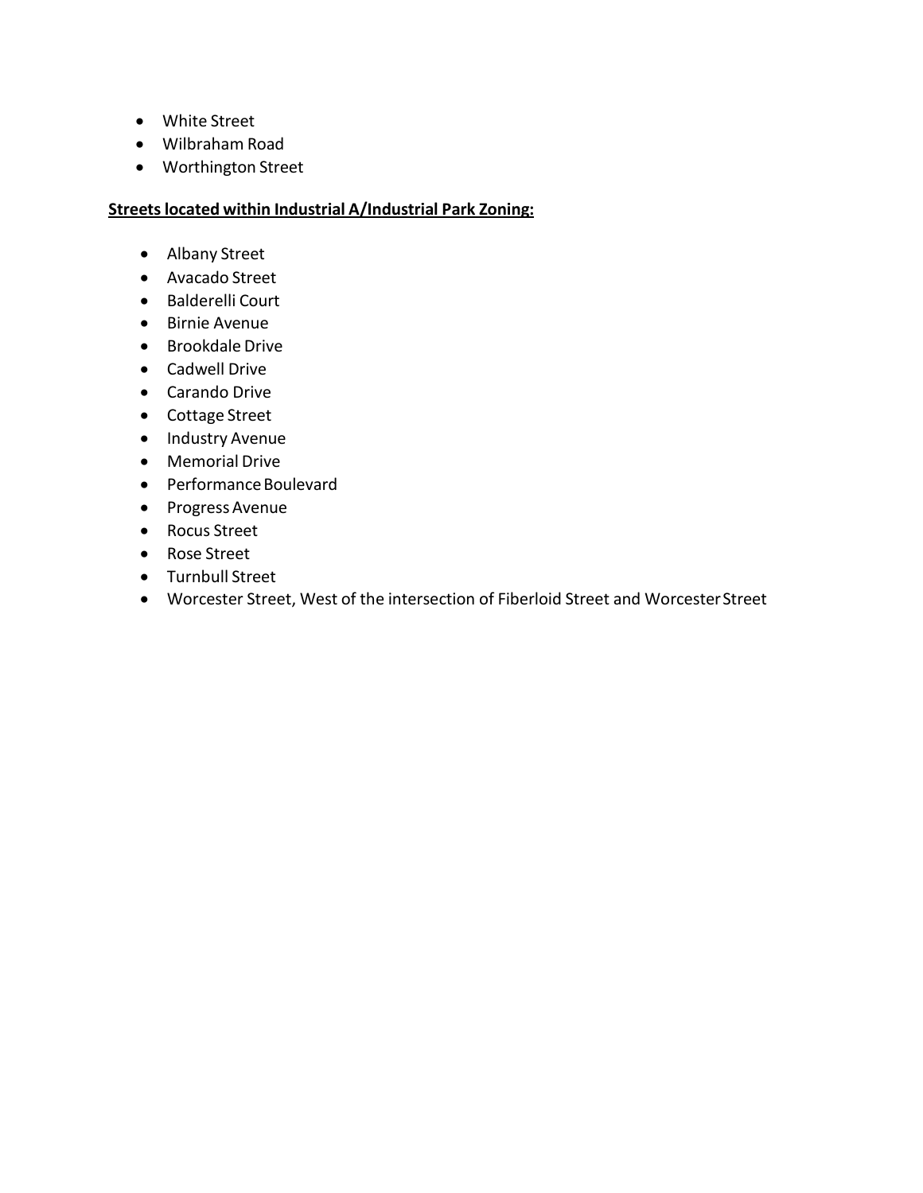- White Street
- Wilbraham Road
- Worthington Street

**Streets located within Industrial A/Industrial Park Zoning:**

- Albany Street
- Avacado Street
- Balderelli Court
- Birnie Avenue
- Brookdale Drive
- Cadwell Drive
- Carando Drive
- Cottage Street
- Industry Avenue
- Memorial Drive
- Performance Boulevard
- Progress Avenue
- Rocus Street
- Rose Street
- Turnbull Street
- Worcester Street, West of the intersection of Fiberloid Street and Worcester Street